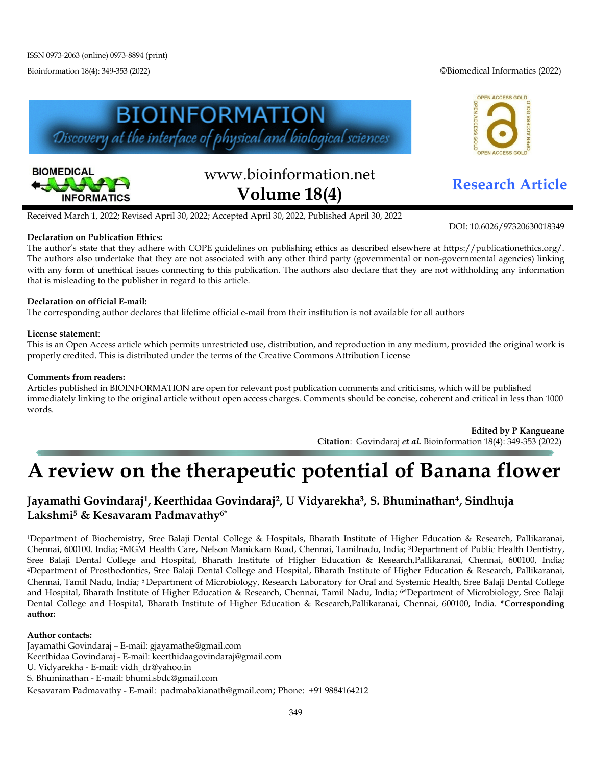ISSN 0973-2063 (online) 0973-8894 (print)

Bioinformation 18(4): 349-353 (2022)

©Biomedical Informatics (2022)

www.bioinformation.net
**Volume 18(4)**

**Research Article**

Received March 1, 2022; Revised April 30, 2022; Accepted April 30, 2022, Published April 30, 2022

DOI: 10.6026/97320630018349

**Declaration on Publication Ethics:**
The author's state that they adhere with COPE guidelines on publishing ethics as described elsewhere at https://publicationethics.org/. The authors also undertake that they are not associated with any other third party (governmental or non-governmental agencies) linking with any form of unethical issues connecting to this publication. The authors also declare that they are not withholding any information that is misleading to the publisher in regard to this article.

**Declaration on official E-mail:**
The corresponding author declares that lifetime official e-mail from their institution is not available for all authors

**License statement**:
This is an Open Access article which permits unrestricted use, distribution, and reproduction in any medium, provided the original work is properly credited. This is distributed under the terms of the Creative Commons Attribution License

**Comments from readers:**
Articles published in BIOINFORMATION are open for relevant post publication comments and criticisms, which will be published immediately linking to the original article without open access charges. Comments should be concise, coherent and critical in less than 1000 words.

**Edited by P Kangueane**
**Citation**: Govindaraj ***et al.*** Bioinformation 18(4): 349-353 (2022)

# A review on the therapeutic potential of Banana flower

**Jayamathi Govindaraj[1], Keerthidaa Govindaraj[2], U Vidyarekha[3], S. Bhuminathan[4], Sindhuja Lakshmi[5] & Kesavaram Padmavathy[6*]**

[1]Department of Biochemistry, Sree Balaji Dental College & Hospitals, Bharath Institute of Higher Education & Research, Pallikaranai, Chennai, 600100. India; [2]MGM Health Care, Nelson Manickam Road, Chennai, Tamilnadu, India; [3]Department of Public Health Dentistry, Sree Balaji Dental College and Hospital, Bharath Institute of Higher Education & Research,Pallikaranai, Chennai, 600100, India; [4]Department of Prosthodontics, Sree Balaji Dental College and Hospital, Bharath Institute of Higher Education & Research, Pallikaranai, Chennai, Tamil Nadu, India; [5]Department of Microbiology, Research Laboratory for Oral and Systemic Health, Sree Balaji Dental College and Hospital, Bharath Institute of Higher Education & Research, Chennai, Tamil Nadu, India; [6*]Department of Microbiology, Sree Balaji Dental College and Hospital, Bharath Institute of Higher Education & Research,Pallikaranai, Chennai, 600100, India. ***Corresponding author:**

**Author contacts:**
Jayamathi Govindaraj – E-mail: gjayamathe@gmail.com
Keerthidaa Govindaraj - E-mail: keerthidaagovindaraj@gmail.com
U. Vidyarekha - E-mail: vidh_dr@yahoo.in
S. Bhuminathan - E-mail: bhumi.sbdc@gmail.com
Kesavaram Padmavathy - E-mail: padmabakianath@gmail.com; Phone: +91 9884164212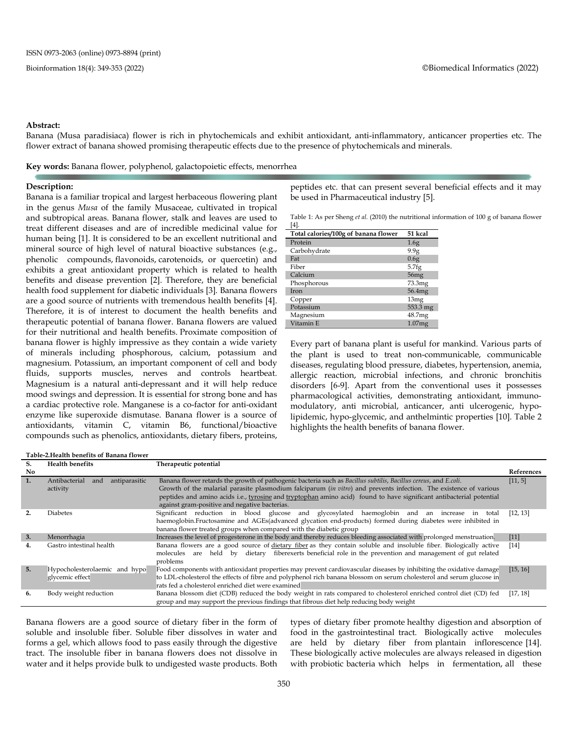**Abstract:**

Banana (Musa paradisiaca) flower is rich in phytochemicals and exhibit antioxidant, anti-inflammatory, anticancer properties etc. The flower extract of banana showed promising therapeutic effects due to the presence of phytochemicals and minerals.

**Key words:** Banana flower, polyphenol, galactopoietic effects, menorrhea

**Description:**

Banana is a familiar tropical and largest herbaceous flowering plant in the genus *Musa* of the family Musaceae, cultivated in tropical and subtropical areas. Banana flower, stalk and leaves are used to treat different diseases and are of incredible medicinal value for human being [1]. It is considered to be an excellent nutritional and mineral source of high level of natural bioactive substances (e.g., phenolic compounds, flavonoids, carotenoids, or quercetin) and exhibits a great antioxidant property which is related to health benefits and disease prevention [2]. Therefore, they are beneficial health food supplement for diabetic individuals [3]. Banana flowers are a good source of nutrients with tremendous health benefits [4]. Therefore, it is of interest to document the health benefits and therapeutic potential of banana flower. Banana flowers are valued for their nutritional and health benefits. Proximate composition of banana flower is highly impressive as they contain a wide variety of minerals including phosphorous, calcium, potassium and magnesium. Potassium, an important component of cell and body fluids, supports muscles, nerves and controls heartbeat. Magnesium is a natural anti-depressant and it will help reduce mood swings and depression. It is essential for strong bone and has a cardiac protective role. Manganese is a co-factor for anti-oxidant enzyme like superoxide dismutase. Banana flower is a source of antioxidants, vitamin C, vitamin B6, functional/bioactive compounds such as phenolics, antioxidants, dietary fibers, proteins, peptides etc. that can present several beneficial effects and it may be used in Pharmaceutical industry [5].

Table 1: As per Sheng *et al.* (2010) the nutritional information of 100 g of banana flower [4].

| Total calories/100g of banana flower | 51 kcal |
|---|---|
| Protein | 1.6g |
| Carbohydrate | 9.9g |
| Fat | 0.6g |
| Fiber | 5.7fg |
| Calcium | 56mg |
| Phosphorous | 73.3mg |
| Iron | 56.4mg |
| Copper | 13mg |
| Potassium | 553.3 mg |
| Magnesium | 48.7mg |
| Vitamin E | 1.07mg |

Every part of banana plant is useful for mankind. Various parts of the plant is used to treat non-communicable, communicable diseases, regulating blood pressure, diabetes, hypertension, anemia, allergic reaction, microbial infections, and chronic bronchitis disorders [6-9]. Apart from the conventional uses it possesses pharmacological activities, demonstrating antioxidant, immuno-modulatory, anti microbial, anticancer, anti ulcerogenic, hypo-lipidemic, hypo-glycemic, and anthelmintic properties [10]. Table 2 highlights the health benefits of banana flower.

**Table-2.Health benefits of Banana flower**

| S. No | Health benefits | Therapeutic potential | References |
|---|---|---|---|
| **1.** | Antibacterial and antiparasitic activity | Banana flower retards the growth of pathogenic bacteria such as *Bacillus subtilis*, *Bacillus cereus*, and *E.coli*. Growth of the malarial parasite plasmodium falciparum (*in vitro*) and prevents infection. The existence of various peptides and amino acids i.e., tyrosine and tryptophan amino acid) found to have significant antibacterial potential against gram-positive and negative bacterias. | [11, 5] |
| **2.** | Diabetes | Significant reduction in blood glucose and glycosylated haemoglobin and an increase in total haemoglobin.Fructosamine and AGEs(advanced glycation end-products) formed during diabetes were inhibited in banana flower treated groups when compared with the diabetic group | [12, 13] |
| **3.** | Menorrhagia | Increases the level of progesterone in the body and thereby reduces bleeding associated with prolonged menstruation. | [11] |
| **4.** | Gastro intestinal health | Banana flowers are a good source of dietary fiber as they contain soluble and insoluble fiber. Biologically active molecules are held by dietary fiberexerts beneficial role in the prevention and management of gut related problems | [14] |
| **5.** | Hypocholesterolaemic and hypo glycemic effect | Food components with antioxidant properties may prevent cardiovascular diseases by inhibiting the oxidative damage to LDL-cholesterol the effects of fibre and polyphenol rich banana blossom on serum cholesterol and serum glucose in rats fed a cholesterol enriched diet were examined | [15, 16] |
| **6.** | Body weight reduction | Banana blossom diet (CDB) reduced the body weight in rats compared to cholesterol enriched control diet (CD) fed group and may support the previous findings that fibrous diet help reducing body weight | [17, 18] |

Banana flowers are a good source of dietary fiber in the form of soluble and insoluble fiber. Soluble fiber dissolves in water and forms a gel, which allows food to pass easily through the digestive tract. The insoluble fiber in banana flowers does not dissolve in water and it helps provide bulk to undigested waste products. Both types of dietary fiber promote healthy digestion and absorption of food in the gastrointestinal tract. Biologically active molecules are held by dietary fiber from plantain inflorescence [14]. These biologically active molecules are always released in digestion with probiotic bacteria which helps in fermentation, all these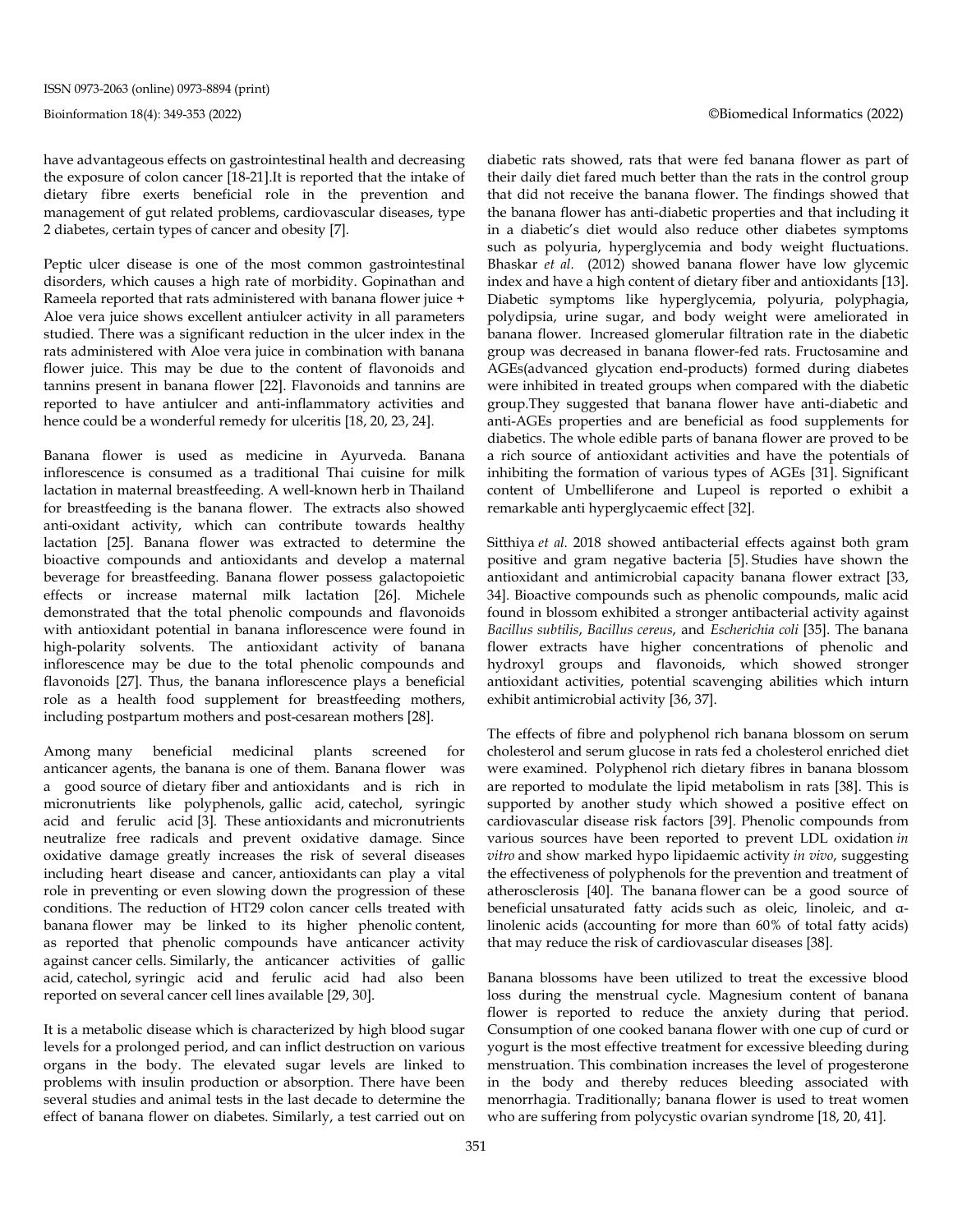have advantageous effects on gastrointestinal health and decreasing the exposure of colon cancer [18-21].It is reported that the intake of dietary fibre exerts beneficial role in the prevention and management of gut related problems, cardiovascular diseases, type 2 diabetes, certain types of cancer and obesity [7].

Peptic ulcer disease is one of the most common gastrointestinal disorders, which causes a high rate of morbidity. Gopinathan and Rameela reported that rats administered with banana flower juice + Aloe vera juice shows excellent antiulcer activity in all parameters studied. There was a significant reduction in the ulcer index in the rats administered with Aloe vera juice in combination with banana flower juice. This may be due to the content of flavonoids and tannins present in banana flower [22]. Flavonoids and tannins are reported to have antiulcer and anti-inflammatory activities and hence could be a wonderful remedy for ulceritis [18, 20, 23, 24].

Banana flower is used as medicine in Ayurveda. Banana inflorescence is consumed as a traditional Thai cuisine for milk lactation in maternal breastfeeding. A well-known herb in Thailand for breastfeeding is the banana flower. The extracts also showed anti-oxidant activity, which can contribute towards healthy lactation [25]. Banana flower was extracted to determine the bioactive compounds and antioxidants and develop a maternal beverage for breastfeeding. Banana flower possess galactopoietic effects or increase maternal milk lactation [26]. Michele demonstrated that the total phenolic compounds and flavonoids with antioxidant potential in banana inflorescence were found in high-polarity solvents. The antioxidant activity of banana inflorescence may be due to the total phenolic compounds and flavonoids [27]. Thus, the banana inflorescence plays a beneficial role as a health food supplement for breastfeeding mothers, including postpartum mothers and post-cesarean mothers [28].

Among many beneficial medicinal plants screened for anticancer agents, the banana is one of them. Banana flower was a good source of dietary fiber and antioxidants and is rich in micronutrients like polyphenols, gallic acid, catechol, syringic acid and ferulic acid [3]. These antioxidants and micronutrients neutralize free radicals and prevent oxidative damage. Since oxidative damage greatly increases the risk of several diseases including heart disease and cancer, antioxidants can play a vital role in preventing or even slowing down the progression of these conditions. The reduction of HT29 colon cancer cells treated with banana flower may be linked to its higher phenolic content, as reported that phenolic compounds have anticancer activity against cancer cells. Similarly, the anticancer activities of gallic acid, catechol, syringic acid and ferulic acid had also been reported on several cancer cell lines available [29, 30].

It is a metabolic disease which is characterized by high blood sugar levels for a prolonged period, and can inflict destruction on various organs in the body. The elevated sugar levels are linked to problems with insulin production or absorption. There have been several studies and animal tests in the last decade to determine the effect of banana flower on diabetes. Similarly, a test carried out on diabetic rats showed, rats that were fed banana flower as part of their daily diet fared much better than the rats in the control group that did not receive the banana flower. The findings showed that the banana flower has anti-diabetic properties and that including it in a diabetic's diet would also reduce other diabetes symptoms such as polyuria, hyperglycemia and body weight fluctuations. Bhaskar *et al.* (2012) showed banana flower have low glycemic index and have a high content of dietary fiber and antioxidants [13]. Diabetic symptoms like hyperglycemia, polyuria, polyphagia, polydipsia, urine sugar, and body weight were ameliorated in banana flower. Increased glomerular filtration rate in the diabetic group was decreased in banana flower-fed rats. Fructosamine and AGEs(advanced glycation end-products) formed during diabetes were inhibited in treated groups when compared with the diabetic group.They suggested that banana flower have anti-diabetic and anti-AGEs properties and are beneficial as food supplements for diabetics. The whole edible parts of banana flower are proved to be a rich source of antioxidant activities and have the potentials of inhibiting the formation of various types of AGEs [31]. Significant content of Umbelliferone and Lupeol is reported o exhibit a remarkable anti hyperglycaemic effect [32].

Sitthiya *et al.* 2018 showed antibacterial effects against both gram positive and gram negative bacteria [5]. Studies have shown the antioxidant and antimicrobial capacity banana flower extract [33, 34]. Bioactive compounds such as phenolic compounds, malic acid found in blossom exhibited a stronger antibacterial activity against *Bacillus subtilis*, *Bacillus cereus*, and *Escherichia coli* [35]. The banana flower extracts have higher concentrations of phenolic and hydroxyl groups and flavonoids, which showed stronger antioxidant activities, potential scavenging abilities which inturn exhibit antimicrobial activity [36, 37].

The effects of fibre and polyphenol rich banana blossom on serum cholesterol and serum glucose in rats fed a cholesterol enriched diet were examined. Polyphenol rich dietary fibres in banana blossom are reported to modulate the lipid metabolism in rats [38]. This is supported by another study which showed a positive effect on cardiovascular disease risk factors [39]. Phenolic compounds from various sources have been reported to prevent LDL oxidation *in vitro* and show marked hypo lipidaemic activity *in vivo*, suggesting the effectiveness of polyphenols for the prevention and treatment of atherosclerosis [40]. The banana flower can be a good source of beneficial unsaturated fatty acids such as oleic, linoleic, and α-linolenic acids (accounting for more than 60% of total fatty acids) that may reduce the risk of cardiovascular diseases [38].

Banana blossoms have been utilized to treat the excessive blood loss during the menstrual cycle. Magnesium content of banana flower is reported to reduce the anxiety during that period. Consumption of one cooked banana flower with one cup of curd or yogurt is the most effective treatment for excessive bleeding during menstruation. This combination increases the level of progesterone in the body and thereby reduces bleeding associated with menorrhagia. Traditionally; banana flower is used to treat women who are suffering from polycystic ovarian syndrome [18, 20, 41].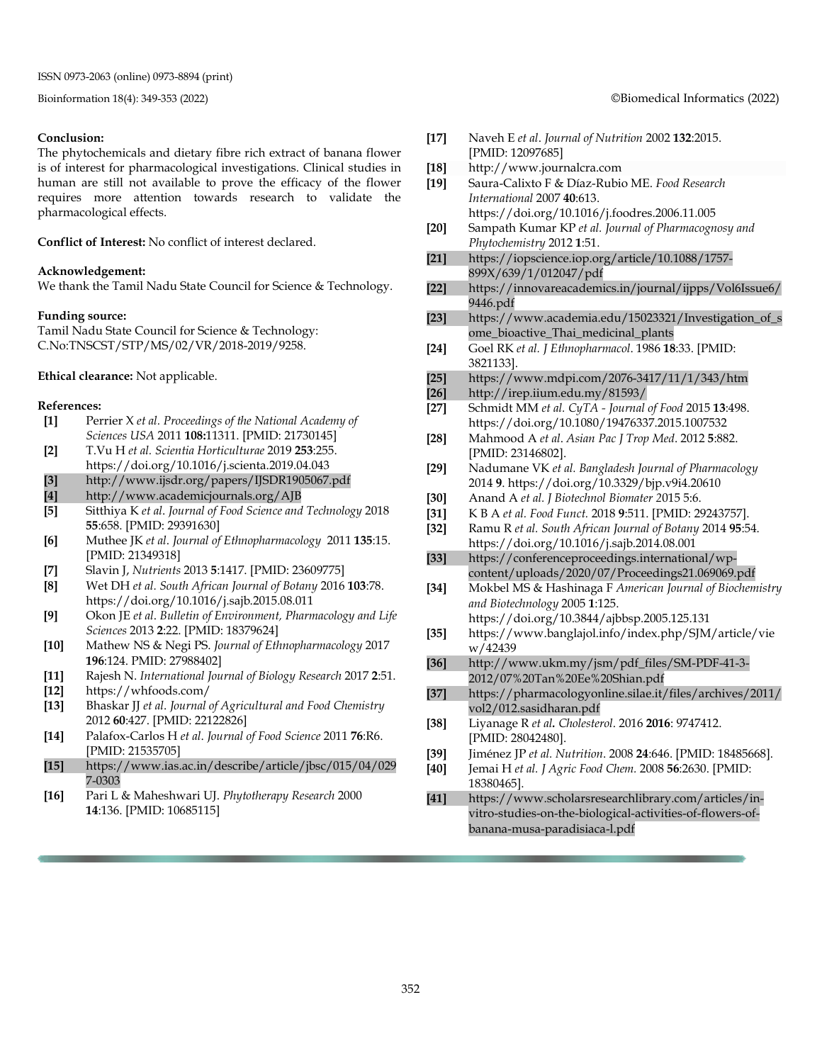**Conclusion:**

The phytochemicals and dietary fibre rich extract of banana flower is of interest for pharmacological investigations. Clinical studies in human are still not available to prove the efficacy of the flower requires more attention towards research to validate the pharmacological effects.

**Conflict of Interest:** No conflict of interest declared.

**Acknowledgement:**

We thank the Tamil Nadu State Council for Science & Technology.

**Funding source:**

Tamil Nadu State Council for Science & Technology: C.No:TNSCST/STP/MS/02/VR/2018-2019/9258.

**Ethical clearance:** Not applicable.

**References:**

- **[1]** Perrier X *et al. Proceedings of the National Academy of Sciences USA* 2011 **108:**11311. [PMID: 21730145]
- **[2]** T.Vu H *et al. Scientia Horticulturae* 2019 **253**:255. https://doi.org/10.1016/j.scienta.2019.04.043
- **[3]** http://www.ijsdr.org/papers/IJSDR1905067.pdf
- **[4]** http://www.academicjournals.org/AJB
- **[5]** Sitthiya K *et al. Journal of Food Science and Technology* 2018 **55**:658. [PMID: 29391630]
- **[6]** Muthee JK *et al. Journal of Ethnopharmacology* 2011 **135**:15. [PMID: 21349318]
- **[7]** Slavin J, *Nutrients* 2013 **5**:1417. [PMID: 23609775]
- **[8]** Wet DH *et al. South African Journal of Botany* 2016 **103**:78. https://doi.org/10.1016/j.sajb.2015.08.011
- **[9]** Okon JE *et al. Bulletin of Environment, Pharmacology and Life Sciences* 2013 **2**:22. [PMID: 18379624]
- **[10]** Mathew NS & Negi PS. *Journal of Ethnopharmacology* 2017 **196**:124. PMID: 27988402]
- **[11]** Rajesh N. *International Journal of Biology Research* 2017 **2**:51.
- **[12]** https://whfoods.com/
- **[13]** Bhaskar JJ *et al. Journal of Agricultural and Food Chemistry* 2012 **60**:427. [PMID: 22122826]
- **[14]** Palafox-Carlos H *et al. Journal of Food Science* 2011 **76**:R6. [PMID: 21535705]
- **[15]** https://www.ias.ac.in/describe/article/jbsc/015/04/0297-0303
- **[16]** Pari L & Maheshwari UJ. *Phytotherapy Research* 2000 **14**:136. [PMID: 10685115]
- **[17]** Naveh E *et al. Journal of Nutrition* 2002 **132**:2015. [PMID: 12097685]
- **[18]** http://www.journalcra.com
- **[19]** Saura-Calixto F & Díaz-Rubio ME. *Food Research International* 2007 **40**:613. https://doi.org/10.1016/j.foodres.2006.11.005
- **[20]** Sampath Kumar KP *et al. Journal of Pharmacognosy and Phytochemistry* 2012 **1**:51.
- **[21]** https://iopscience.iop.org/article/10.1088/1757-899X/639/1/012047/pdf
- **[22]** https://innovareacademics.in/journal/ijpps/Vol6Issue6/9446.pdf
- **[23]** https://www.academia.edu/15023321/Investigation_of_some_bioactive_Thai_medicinal_plants
- **[24]** Goel RK *et al. J Ethnopharmacol*. 1986 **18**:33. [PMID: 3821133].
- **[25]** https://www.mdpi.com/2076-3417/11/1/343/htm
- **[26]** http://irep.iium.edu.my/81593/
- **[27]** Schmidt MM *et al. CyTA - Journal of Food* 2015 **13**:498. https://doi.org/10.1080/19476337.2015.1007532
- **[28]** Mahmood A *et al. Asian Pac J Trop Med*. 2012 **5**:882. [PMID: 23146802].
- **[29]** Nadumane VK *et al. Bangladesh Journal of Pharmacology* 2014 **9**. https://doi.org/10.3329/bjp.v9i4.20610
- **[30]** Anand A *et al. J Biotechnol Biomater* 2015 5:6.
- **[31]** K B A *et al. Food Funct.* 2018 **9**:511. [PMID: 29243757].
- **[32]** Ramu R *et al. South African Journal of Botany* 2014 **95**:54. https://doi.org/10.1016/j.sajb.2014.08.001
- **[33]** https://conferenceproceedings.international/wp-content/uploads/2020/07/Proceedings21.069069.pdf
- **[34]** Mokbel MS & Hashinaga F *American Journal of Biochemistry and Biotechnology* 2005 **1**:125. https://doi.org/10.3844/ajbbsp.2005.125.131
- **[35]** https://www.banglajol.info/index.php/SJM/article/view/42439
- **[36]** http://www.ukm.my/jsm/pdf_files/SM-PDF-41-3-2012/07%20Tan%20Ee%20Shian.pdf
- **[37]** https://pharmacologyonline.silae.it/files/archives/2011/vol2/012.sasidharan.pdf
- **[38]** Liyanage R *et al. Cholesterol*. 2016 **2016**: 9747412. [PMID: 28042480].
- **[39]** Jiménez JP *et al. Nutrition*. 2008 **24**:646. [PMID: 18485668].
- **[40]** Jemai H *et al. J Agric Food Chem.* 2008 **56**:2630. [PMID: 18380465].
- **[41]** https://www.scholarsresearchlibrary.com/articles/in-vitro-studies-on-the-biological-activities-of-flowers-of-banana-musa-paradisiaca-l.pdf